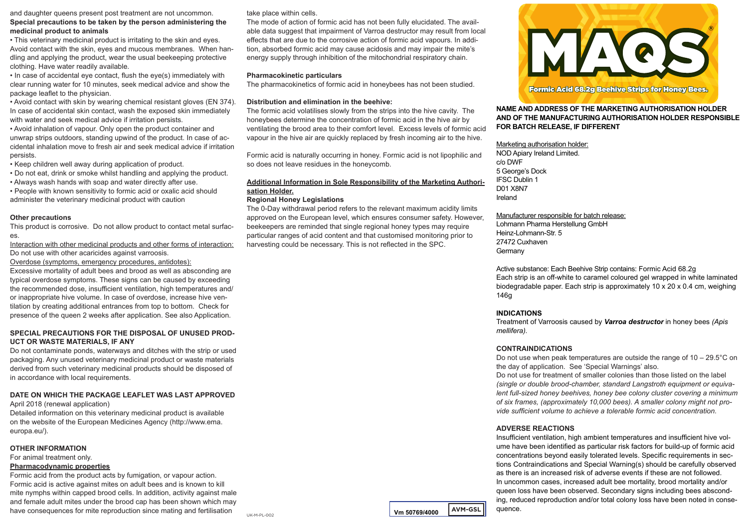and daughter queens present post treatment are not uncommon.

**Special precautions to be taken by the person administering the medicinal product to animals**

- This veterinary medicinal product is irritating to the skin and eyes. Avoid contact with the skin, eyes and mucous membranes. When handling and applying the product, wear the usual beekeeping protective clothing. Have water readily available.
- In case of accidental eye contact, flush the eye(s) immediately with clear running water for 10 minutes, seek medical advice and show the package leaflet to the physician.
- Avoid contact with skin by wearing chemical resistant gloves (EN 374). In case of accidental skin contact, wash the exposed skin immediately with water and seek medical advice if irritation persists.
- Avoid inhalation of vapour. Only open the product container and unwrap strips outdoors, standing upwind of the product. In case of accidental inhalation move to fresh air and seek medical advice if irritation persists.
- Keep children well away during application of product.
- Do not eat, drink or smoke whilst handling and applying the product.
- Always wash hands with soap and water directly after use.
- People with known sensitivity to formic acid or oxalic acid should administer the veterinary medicinal product with caution

**Other precautions**

This product is corrosive. Do not allow product to contact metal surfaces.

Interaction with other medicinal products and other forms of interaction:

Do not use with other acaricides against varroosis.

Overdose (symptoms, emergency procedures, antidotes):

Excessive mortality of adult bees and brood as well as absconding are typical overdose symptoms. These signs can be caused by exceeding the recommended dose, insufficient ventilation, high temperatures and/ or inappropriate hive volume. In case of overdose, increase hive ventilation by creating additional entrances from top to bottom. Check for presence of the queen 2 weeks after application. See also Application.

## SPECIAL PRECAUTIONS FOR THE DISPOSAL OF UNUSED PRODUCT OR WASTE MATERIALS, IF ANY

Do not contaminate ponds, waterways and ditches with the strip or used packaging. Any unused veterinary medicinal product or waste materials derived from such veterinary medicinal products should be disposed of in accordance with local requirements.

## DATE ON WHICH THE PACKAGE LEAFLET WAS LAST APPROVED

April 2018 (renewal application)

Detailed information on this veterinary medicinal product is available on the website of the European Medicines Agency (http://www.ema.europa.eu/).

## OTHER INFORMATION

For animal treatment only.

**Pharmacodynamic properties**

Formic acid from the product acts by fumigation, or vapour action. Formic acid is active against mites on adult bees and is known to kill mite nymphs within capped brood cells. In addition, activity against male and female adult mites under the brood cap has been shown which may have consequences for mite reproduction since mating and fertilisation take place within cells.

The mode of action of formic acid has not been fully elucidated. The available data suggest that impairment of Varroa destructor may result from local effects that are due to the corrosive action of formic acid vapours. In addition, absorbed formic acid may cause acidosis and may impair the mite's energy supply through inhibition of the mitochondrial respiratory chain.

**Pharmacokinetic particulars**

The pharmacokinetics of formic acid in honeybees has not been studied.

**Distribution and elimination in the beehive:**

The formic acid volatilises slowly from the strips into the hive cavity. The honeybees determine the concentration of formic acid in the hive air by ventilating the brood area to their comfort level. Excess levels of formic acid vapour in the hive air are quickly replaced by fresh incoming air to the hive.

Formic acid is naturally occurring in honey. Formic acid is not lipophilic and so does not leave residues in the honeycomb.

**Additional Information in Sole Responsibility of the Marketing Authorisation Holder.**

**Regional Honey Legislations**

The 0-Day withdrawal period refers to the relevant maximum acidity limits approved on the European level, which ensures consumer safety. However, beekeepers are reminded that single regional honey types may require particular ranges of acid content and that customised monitoring prior to harvesting could be necessary. This is not reflected in the SPC.

UK-M-PL-002

Vm 50769/4000 AVM-GSL

# MAQS®

Formic Acid 68.2g Beehive Strips for Honey Bees.

## NAME AND ADDRESS OF THE MARKETING AUTHORISATION HOLDER AND OF THE MANUFACTURING AUTHORISATION HOLDER RESPONSIBLE FOR BATCH RELEASE, IF DIFFERENT

Marketing authorisation holder:
NOD Apiary Ireland Limited.
c/o DWF
5 George's Dock
IFSC Dublin 1
D01 X8N7
Ireland

Manufacturer responsible for batch release:
Lohmann Pharma Herstellung GmbH
Heinz-Lohmann-Str. 5
27472 Cuxhaven
Germany

Active substance: Each Beehive Strip contains: Formic Acid 68.2g
Each strip is an off-white to caramel coloured gel wrapped in white laminated biodegradable paper. Each strip is approximately 10 x 20 x 0.4 cm, weighing 146g

## INDICATIONS

Treatment of Varroosis caused by ***Varroa destructor*** in honey bees *(Apis mellifera).*

## CONTRAINDICATIONS

Do not use when peak temperatures are outside the range of 10 – 29.5°C on the day of application. See 'Special Warnings' also.

Do not use for treatment of smaller colonies than those listed on the label *(single or double brood-chamber, standard Langstroth equipment or equivalent full-sized honey beehives, honey bee colony cluster covering a minimum of six frames, (approximately 10,000 bees). A smaller colony might not provide sufficient volume to achieve a tolerable formic acid concentration.*

## ADVERSE REACTIONS

Insufficient ventilation, high ambient temperatures and insufficient hive volume have been identified as particular risk factors for build-up of formic acid concentrations beyond easily tolerated levels. Specific requirements in sections Contraindications and Special Warning(s) should be carefully observed as there is an increased risk of adverse events if these are not followed.

In uncommon cases, increased adult bee mortality, brood mortality and/or queen loss have been observed. Secondary signs including bees absconding, reduced reproduction and/or total colony loss have been noted in consequence.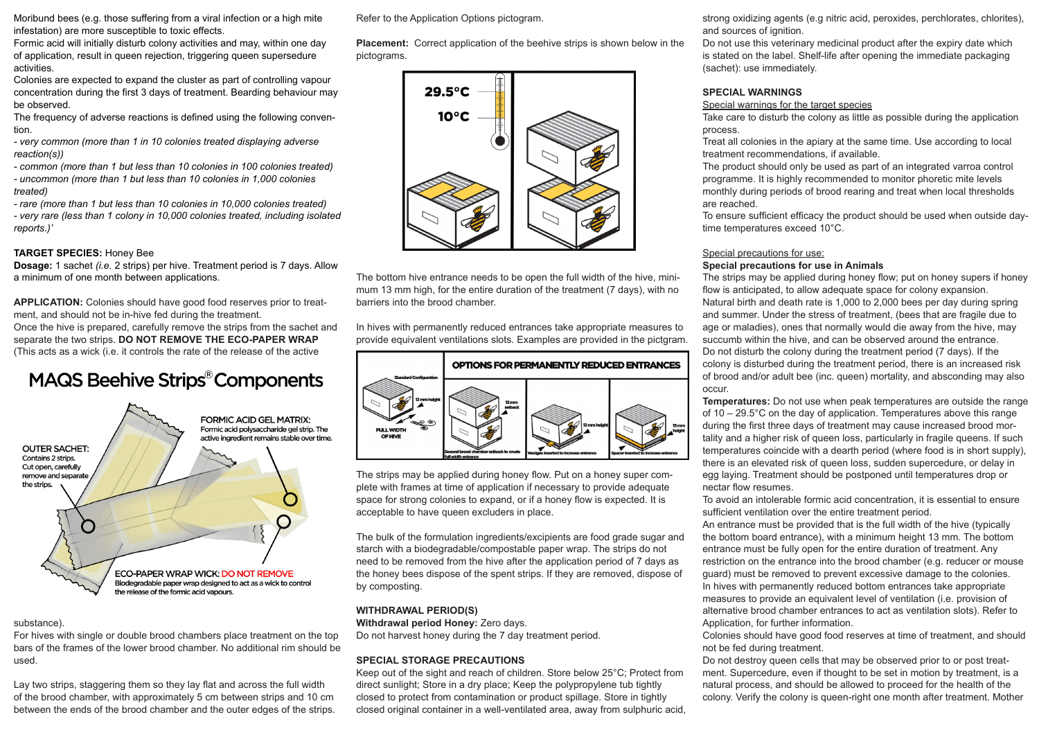Moribund bees (e.g. those suffering from a viral infection or a high mite infestation) are more susceptible to toxic effects.

Formic acid will initially disturb colony activities and may, within one day of application, result in queen rejection, triggering queen supersedure activities.

Colonies are expected to expand the cluster as part of controlling vapour concentration during the first 3 days of treatment. Bearding behaviour may be observed.

The frequency of adverse reactions is defined using the following convention.

- *very common (more than 1 in 10 colonies treated displaying adverse reaction(s))*
- *common (more than 1 but less than 10 colonies in 100 colonies treated)*
- *uncommon (more than 1 but less than 10 colonies in 1,000 colonies treated)*
- *rare (more than 1 but less than 10 colonies in 10,000 colonies treated)*
- *very rare (less than 1 colony in 10,000 colonies treated, including isolated reports.)'*

**TARGET SPECIES:** Honey Bee

**Dosage:** 1 sachet (*i.e.* 2 strips) per hive. Treatment period is 7 days. Allow a minimum of one month between applications.

**APPLICATION:** Colonies should have good food reserves prior to treatment, and should not be in-hive fed during the treatment.

Once the hive is prepared, carefully remove the strips from the sachet and separate the two strips. **DO NOT REMOVE THE ECO-PAPER WRAP** (This acts as a wick (i.e. it controls the rate of the release of the active substance).

# MAQS Beehive Strips® Components

OUTER SACHET: Contains 2 strips. Cut open, carefully remove and separate the strips.

FORMIC ACID GEL MATRIX: Formic acid polysaccharide gel strip. The active ingredient remains stable over time.

ECO-PAPER WRAP WICK: DO NOT REMOVE
Biodegradable paper wrap designed to act as a wick to control the release of the formic acid vapours.

For hives with single or double brood chambers place treatment on the top bars of the frames of the lower brood chamber. No additional rim should be used.

Lay two strips, staggering them so they lay flat and across the full width of the brood chamber, with approximately 5 cm between strips and 10 cm between the ends of the brood chamber and the outer edges of the strips.

Refer to the Application Options pictogram.

**Placement:** Correct application of the beehive strips is shown below in the pictograms.

29.5°C
10°C

The bottom hive entrance needs to be open the full width of the hive, minimum 13 mm high, for the entire duration of the treatment (7 days), with no barriers into the brood chamber.

In hives with permanently reduced entrances take appropriate measures to provide equivalent ventilations slots. Examples are provided in the pictgram.

Standard Configuration
13 mm height
FULL WIDTH OF HIVE
OPTIONS FOR PERMANENTLY REDUCED ENTRANCES
13 mm setback
Second brood chamber setback to create full width entrance
13 mm height
Wedges inserted to increase entrance
13 mm height
Spacer inserted to increase entrance

The strips may be applied during honey flow. Put on a honey super complete with frames at time of application if necessary to provide adequate space for strong colonies to expand, or if a honey flow is expected. It is acceptable to have queen excluders in place.

The bulk of the formulation ingredients/excipients are food grade sugar and starch with a biodegradable/compostable paper wrap. The strips do not need to be removed from the hive after the application period of 7 days as the honey bees dispose of the spent strips. If they are removed, dispose of by composting.

**WITHDRAWAL PERIOD(S)**

**Withdrawal period Honey:** Zero days.

Do not harvest honey during the 7 day treatment period.

**SPECIAL STORAGE PRECAUTIONS**

Keep out of the sight and reach of children. Store below 25°C; Protect from direct sunlight; Store in a dry place; Keep the polypropylene tub tightly closed to protect from contamination or product spillage. Store in tightly closed original container in a well-ventilated area, away from sulphuric acid, strong oxidizing agents (e.g nitric acid, peroxides, perchlorates, chlorites), and sources of ignition.

Do not use this veterinary medicinal product after the expiry date which is stated on the label. Shelf-life after opening the immediate packaging (sachet): use immediately.

**SPECIAL WARNINGS**

Special warnings for the target species

Take care to disturb the colony as little as possible during the application process.

Treat all colonies in the apiary at the same time. Use according to local treatment recommendations, if available.

The product should only be used as part of an integrated varroa control programme. It is highly recommended to monitor phoretic mite levels monthly during periods of brood rearing and treat when local thresholds are reached.

To ensure sufficient efficacy the product should be used when outside daytime temperatures exceed 10°C.

Special precautions for use:

**Special precautions for use in Animals**

The strips may be applied during honey flow; put on honey supers if honey flow is anticipated, to allow adequate space for colony expansion.

Natural birth and death rate is 1,000 to 2,000 bees per day during spring and summer. Under the stress of treatment, (bees that are fragile due to age or maladies), ones that normally would die away from the hive, may succumb within the hive, and can be observed around the entrance.

Do not disturb the colony during the treatment period (7 days). If the colony is disturbed during the treatment period, there is an increased risk of brood and/or adult bee (inc. queen) mortality, and absconding may also occur.

**Temperatures:** Do not use when peak temperatures are outside the range of 10 – 29.5°C on the day of application. Temperatures above this range during the first three days of treatment may cause increased brood mortality and a higher risk of queen loss, particularly in fragile queens. If such temperatures coincide with a dearth period (where food is in short supply), there is an elevated risk of queen loss, sudden supercedure, or delay in egg laying. Treatment should be postponed until temperatures drop or nectar flow resumes.

To avoid an intolerable formic acid concentration, it is essential to ensure sufficient ventilation over the entire treatment period.

An entrance must be provided that is the full width of the hive (typically the bottom board entrance), with a minimum height 13 mm. The bottom entrance must be fully open for the entire duration of treatment. Any restriction on the entrance into the brood chamber (e.g. reducer or mouse guard) must be removed to prevent excessive damage to the colonies.

In hives with permanently reduced bottom entrances take appropriate measures to provide an equivalent level of ventilation (i.e. provision of alternative brood chamber entrances to act as ventilation slots). Refer to Application, for further information.

Colonies should have good food reserves at time of treatment, and should not be fed during treatment.

Do not destroy queen cells that may be observed prior to or post treatment. Supercedure, even if thought to be set in motion by treatment, is a natural process, and should be allowed to proceed for the health of the colony. Verify the colony is queen-right one month after treatment. Mother